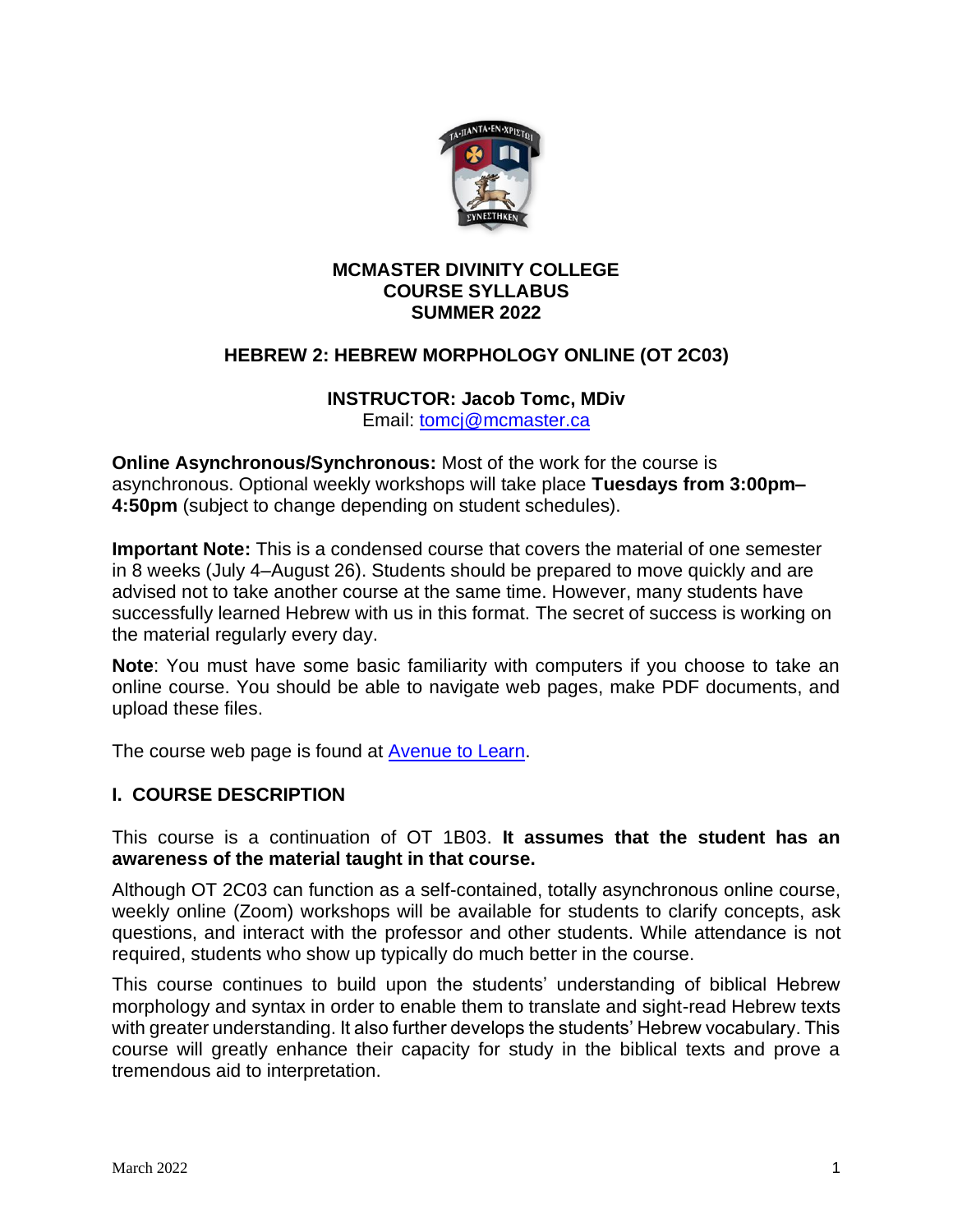# MCMASTER DIVINITY COLLEGE
# COURSE SYLLABUS
# SUMMER 2022

## HEBREW 2: HEBREW MORPHOLOGY ONLINE (OT 2C03)

**INSTRUCTOR: Jacob Tomc, MDiv**
Email: tomcj@mcmaster.ca

**Online Asynchronous/Synchronous:** Most of the work for the course is asynchronous. Optional weekly workshops will take place **Tuesdays from 3:00pm–4:50pm** (subject to change depending on student schedules).

**Important Note:** This is a condensed course that covers the material of one semester in 8 weeks (July 4–August 26). Students should be prepared to move quickly and are advised not to take another course at the same time. However, many students have successfully learned Hebrew with us in this format. The secret of success is working on the material regularly every day.

**Note**: You must have some basic familiarity with computers if you choose to take an online course. You should be able to navigate web pages, make PDF documents, and upload these files.

The course web page is found at Avenue to Learn.

## I. COURSE DESCRIPTION

This course is a continuation of OT 1B03. **It assumes that the student has an awareness of the material taught in that course.**

Although OT 2C03 can function as a self-contained, totally asynchronous online course, weekly online (Zoom) workshops will be available for students to clarify concepts, ask questions, and interact with the professor and other students. While attendance is not required, students who show up typically do much better in the course.

This course continues to build upon the students' understanding of biblical Hebrew morphology and syntax in order to enable them to translate and sight-read Hebrew texts with greater understanding. It also further develops the students' Hebrew vocabulary. This course will greatly enhance their capacity for study in the biblical texts and prove a tremendous aid to interpretation.

March 2022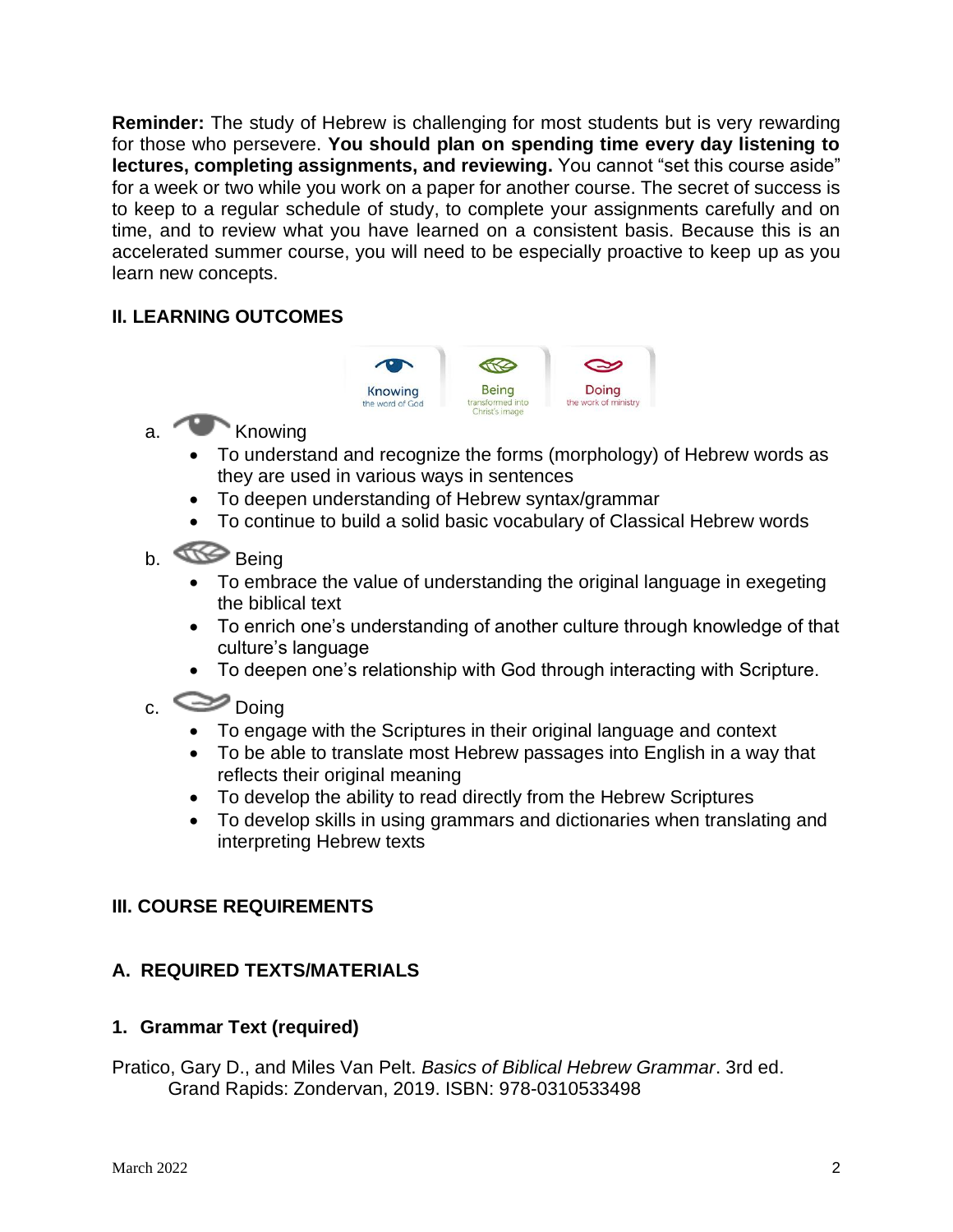**Reminder:** The study of Hebrew is challenging for most students but is very rewarding for those who persevere. **You should plan on spending time every day listening to lectures, completing assignments, and reviewing.** You cannot "set this course aside" for a week or two while you work on a paper for another course. The secret of success is to keep to a regular schedule of study, to complete your assignments carefully and on time, and to review what you have learned on a consistent basis. Because this is an accelerated summer course, you will need to be especially proactive to keep up as you learn new concepts.

## II. LEARNING OUTCOMES

Knowing the word of God | Being transformed into Christ's image | Doing the work of ministry

a. Knowing

- To understand and recognize the forms (morphology) of Hebrew words as they are used in various ways in sentences
- To deepen understanding of Hebrew syntax/grammar
- To continue to build a solid basic vocabulary of Classical Hebrew words

b. Being

- To embrace the value of understanding the original language in exegeting the biblical text
- To enrich one's understanding of another culture through knowledge of that culture's language
- To deepen one's relationship with God through interacting with Scripture.

c. Doing

- To engage with the Scriptures in their original language and context
- To be able to translate most Hebrew passages into English in a way that reflects their original meaning
- To develop the ability to read directly from the Hebrew Scriptures
- To develop skills in using grammars and dictionaries when translating and interpreting Hebrew texts

## III. COURSE REQUIREMENTS

### A. REQUIRED TEXTS/MATERIALS

#### 1. Grammar Text (required)

Pratico, Gary D., and Miles Van Pelt. *Basics of Biblical Hebrew Grammar*. 3rd ed. Grand Rapids: Zondervan, 2019. ISBN: 978-0310533498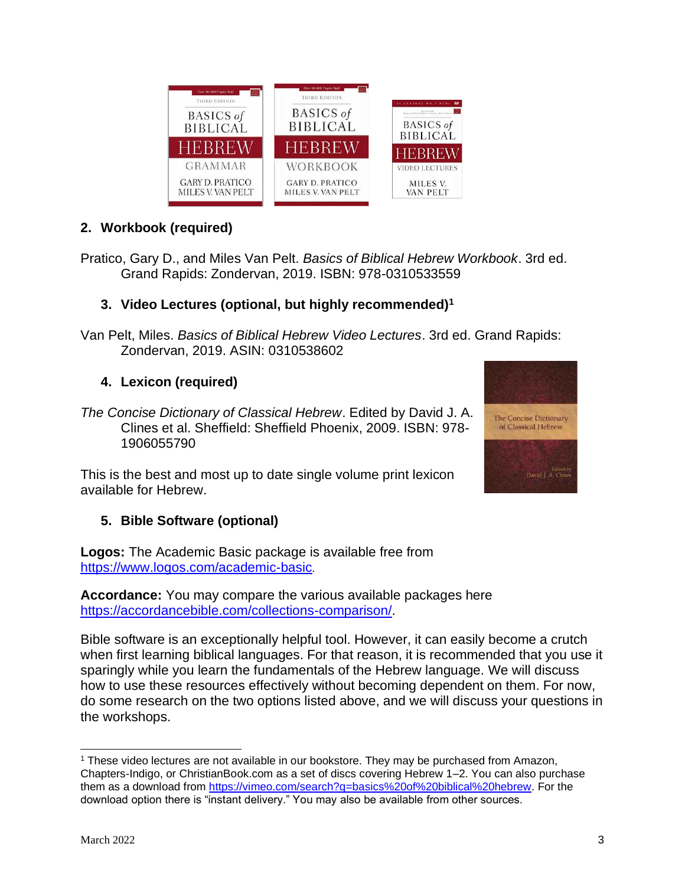## 2. Workbook (required)

Pratico, Gary D., and Miles Van Pelt. *Basics of Biblical Hebrew Workbook*. 3rd ed. Grand Rapids: Zondervan, 2019. ISBN: 978-0310533559

### 3. Video Lectures (optional, but highly recommended)[1]

Van Pelt, Miles. *Basics of Biblical Hebrew Video Lectures*. 3rd ed. Grand Rapids: Zondervan, 2019. ASIN: 0310538602

### 4. Lexicon (required)

*The Concise Dictionary of Classical Hebrew*. Edited by David J. A. Clines et al. Sheffield: Sheffield Phoenix, 2009. ISBN: 978-1906055790

This is the best and most up to date single volume print lexicon available for Hebrew.

### 5. Bible Software (optional)

**Logos:** The Academic Basic package is available free from https://www.logos.com/academic-basic.

**Accordance:** You may compare the various available packages here https://accordancebible.com/collections-comparison/.

Bible software is an exceptionally helpful tool. However, it can easily become a crutch when first learning biblical languages. For that reason, it is recommended that you use it sparingly while you learn the fundamentals of the Hebrew language. We will discuss how to use these resources effectively without becoming dependent on them. For now, do some research on the two options listed above, and we will discuss your questions in the workshops.

---

[1] These video lectures are not available in our bookstore. They may be purchased from Amazon, Chapters-Indigo, or ChristianBook.com as a set of discs covering Hebrew 1–2. You can also purchase them as a download from https://vimeo.com/search?q=basics%20of%20biblical%20hebrew. For the download option there is "instant delivery." You may also be available from other sources.

March 2022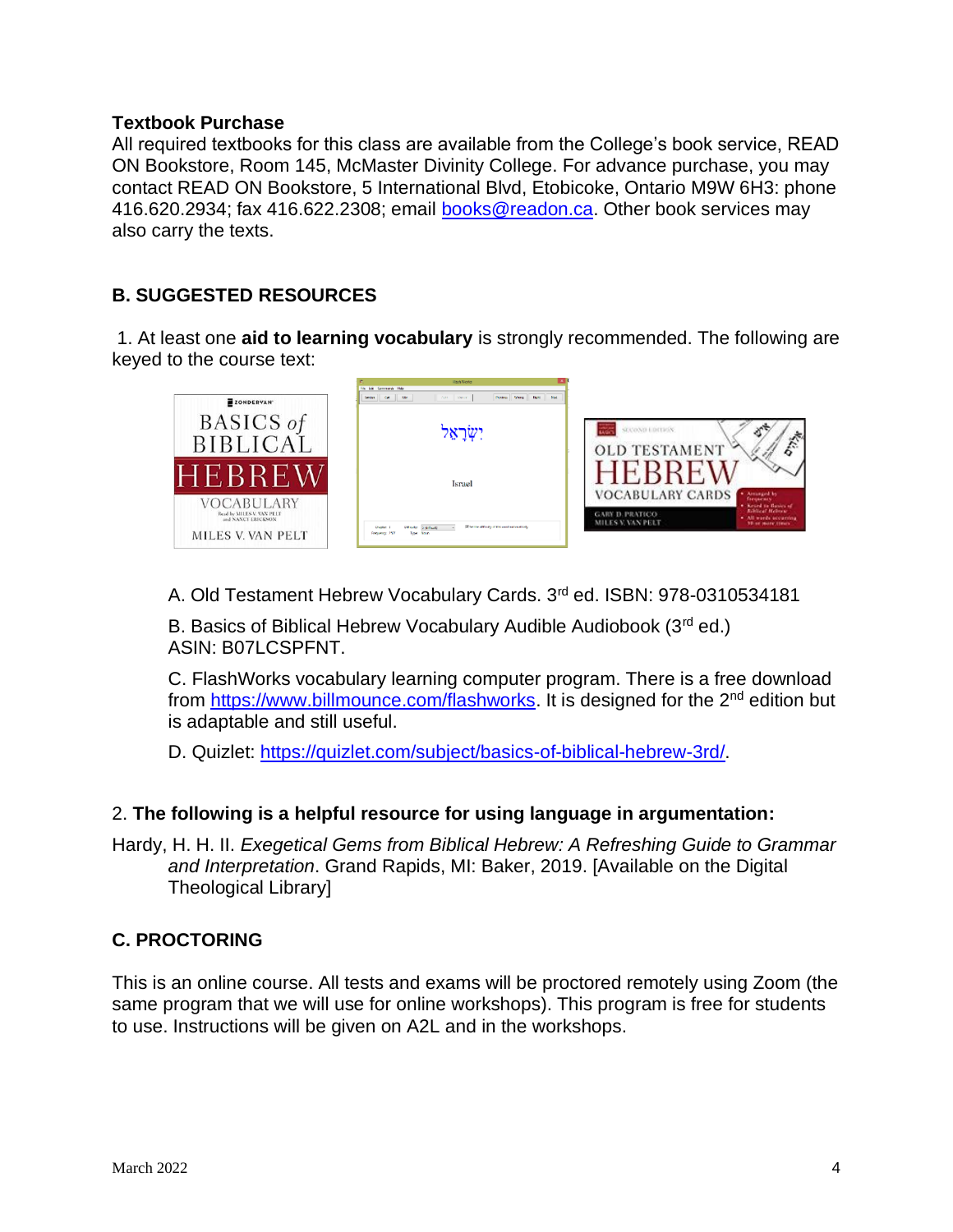**Textbook Purchase**

All required textbooks for this class are available from the College's book service, READ ON Bookstore, Room 145, McMaster Divinity College. For advance purchase, you may contact READ ON Bookstore, 5 International Blvd, Etobicoke, Ontario M9W 6H3: phone 416.620.2934; fax 416.622.2308; email books@readon.ca. Other book services may also carry the texts.

## B. SUGGESTED RESOURCES

1. At least one **aid to learning vocabulary** is strongly recommended. The following are keyed to the course text:

A. Old Testament Hebrew Vocabulary Cards. 3rd ed. ISBN: 978-0310534181

B. Basics of Biblical Hebrew Vocabulary Audible Audiobook (3rd ed.) ASIN: B07LCSPFNT.

C. FlashWorks vocabulary learning computer program. There is a free download from https://www.billmounce.com/flashworks. It is designed for the 2nd edition but is adaptable and still useful.

D. Quizlet: https://quizlet.com/subject/basics-of-biblical-hebrew-3rd/.

2. **The following is a helpful resource for using language in argumentation:**

Hardy, H. H. II. *Exegetical Gems from Biblical Hebrew: A Refreshing Guide to Grammar and Interpretation*. Grand Rapids, MI: Baker, 2019. [Available on the Digital Theological Library]

## C. PROCTORING

This is an online course. All tests and exams will be proctored remotely using Zoom (the same program that we will use for online workshops). This program is free for students to use. Instructions will be given on A2L and in the workshops.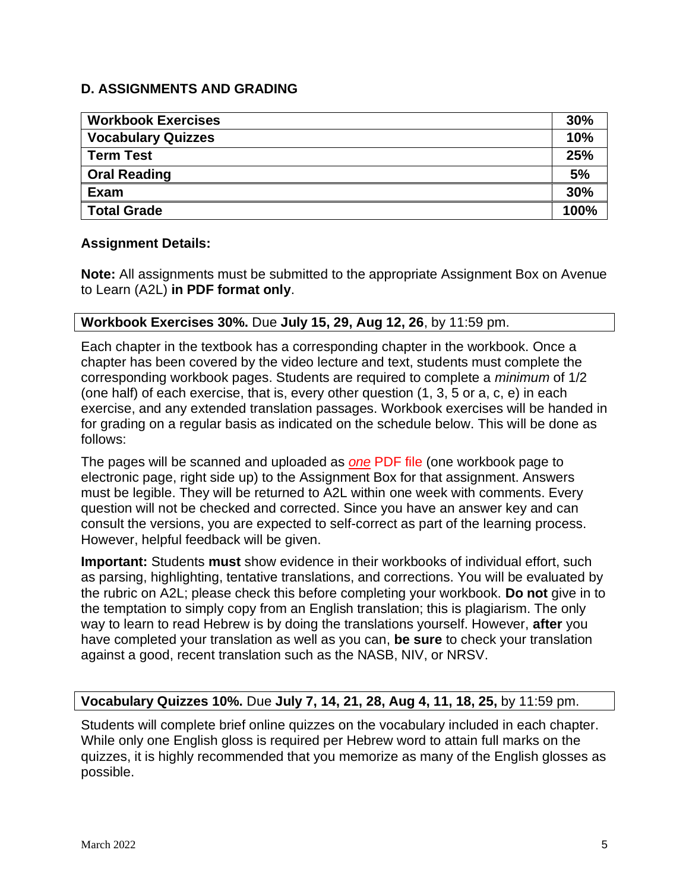## D. ASSIGNMENTS AND GRADING

| Component | Weight |
|---|---|
| **Workbook Exercises** | **30%** |
| **Vocabulary Quizzes** | **10%** |
| **Term Test** | **25%** |
| **Oral Reading** | **5%** |
| **Exam** | **30%** |
| **Total Grade** | **100%** |

### Assignment Details:

**Note:** All assignments must be submitted to the appropriate Assignment Box on Avenue to Learn (A2L) **in PDF format only**.

**Workbook Exercises 30%.** Due **July 15, 29, Aug 12, 26**, by 11:59 pm.

Each chapter in the textbook has a corresponding chapter in the workbook. Once a chapter has been covered by the video lecture and text, students must complete the corresponding workbook pages. Students are required to complete a *minimum* of 1/2 (one half) of each exercise, that is, every other question (1, 3, 5 or a, c, e) in each exercise, and any extended translation passages. Workbook exercises will be handed in for grading on a regular basis as indicated on the schedule below. This will be done as follows:

The pages will be scanned and uploaded as ***one*** PDF file (one workbook page to electronic page, right side up) to the Assignment Box for that assignment. Answers must be legible. They will be returned to A2L within one week with comments. Every question will not be checked and corrected. Since you have an answer key and can consult the versions, you are expected to self-correct as part of the learning process. However, helpful feedback will be given.

**Important:** Students **must** show evidence in their workbooks of individual effort, such as parsing, highlighting, tentative translations, and corrections. You will be evaluated by the rubric on A2L; please check this before completing your workbook. **Do not** give in to the temptation to simply copy from an English translation; this is plagiarism. The only way to learn to read Hebrew is by doing the translations yourself. However, **after** you have completed your translation as well as you can, **be sure** to check your translation against a good, recent translation such as the NASB, NIV, or NRSV.

**Vocabulary Quizzes 10%.** Due **July 7, 14, 21, 28, Aug 4, 11, 18, 25,** by 11:59 pm.

Students will complete brief online quizzes on the vocabulary included in each chapter. While only one English gloss is required per Hebrew word to attain full marks on the quizzes, it is highly recommended that you memorize as many of the English glosses as possible.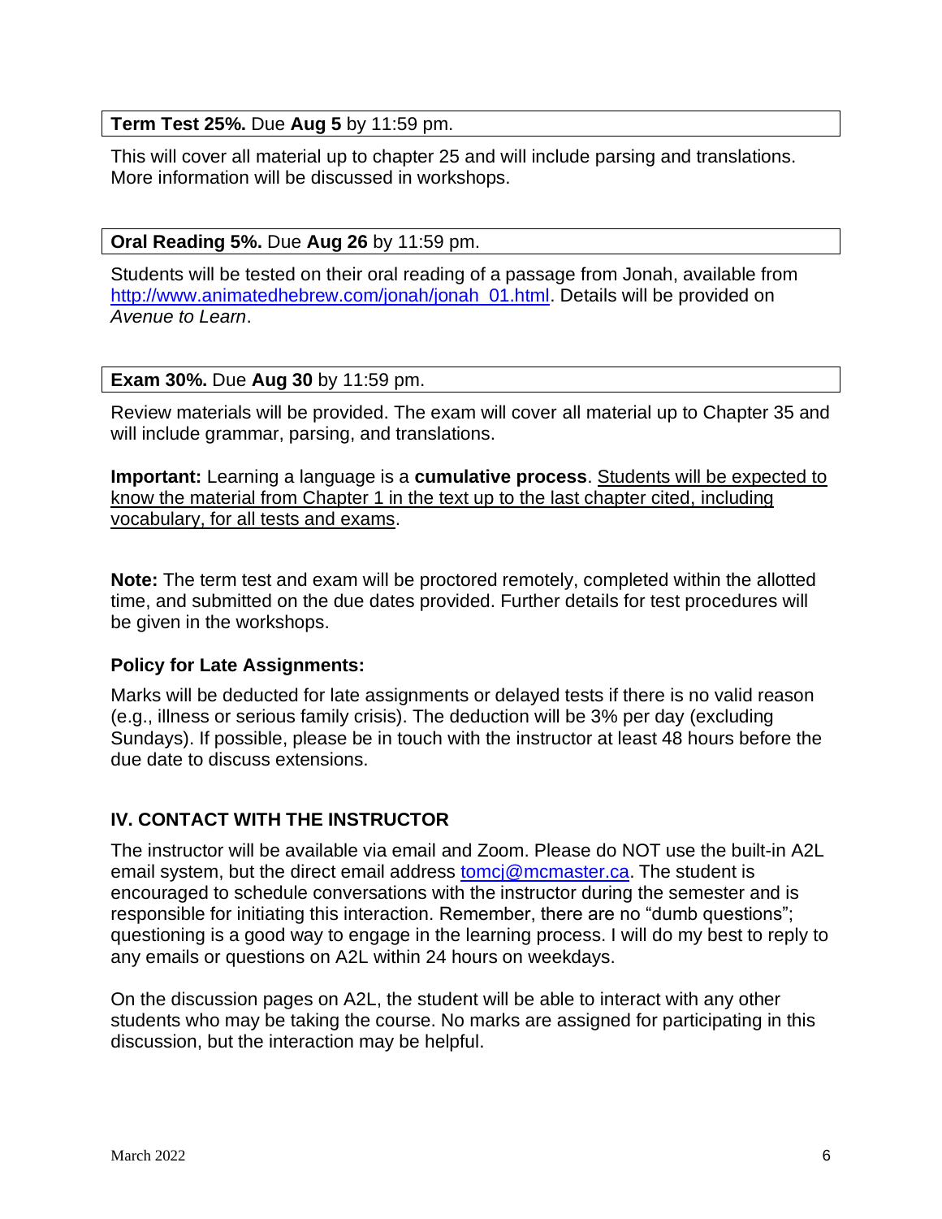**Term Test 25%.** Due **Aug 5** by 11:59 pm.

This will cover all material up to chapter 25 and will include parsing and translations. More information will be discussed in workshops.

**Oral Reading 5%.** Due **Aug 26** by 11:59 pm.

Students will be tested on their oral reading of a passage from Jonah, available from [http://www.animatedhebrew.com/jonah/jonah_01.html](http://www.animatedhebrew.com/jonah/jonah_01.html). Details will be provided on *Avenue to Learn*.

**Exam 30%.** Due **Aug 30** by 11:59 pm.

Review materials will be provided. The exam will cover all material up to Chapter 35 and will include grammar, parsing, and translations.

**Important:** Learning a language is a **cumulative process**. <u>Students will be expected to know the material from Chapter 1 in the text up to the last chapter cited, including vocabulary, for all tests and exams</u>.

**Note:** The term test and exam will be proctored remotely, completed within the allotted time, and submitted on the due dates provided. Further details for test procedures will be given in the workshops.

**Policy for Late Assignments:**

Marks will be deducted for late assignments or delayed tests if there is no valid reason (e.g., illness or serious family crisis). The deduction will be 3% per day (excluding Sundays). If possible, please be in touch with the instructor at least 48 hours before the due date to discuss extensions.

## IV. CONTACT WITH THE INSTRUCTOR

The instructor will be available via email and Zoom. Please do NOT use the built-in A2L email system, but the direct email address [tomcj@mcmaster.ca](mailto:tomcj@mcmaster.ca). The student is encouraged to schedule conversations with the instructor during the semester and is responsible for initiating this interaction. Remember, there are no "dumb questions"; questioning is a good way to engage in the learning process. I will do my best to reply to any emails or questions on A2L within 24 hours on weekdays.

On the discussion pages on A2L, the student will be able to interact with any other students who may be taking the course. No marks are assigned for participating in this discussion, but the interaction may be helpful.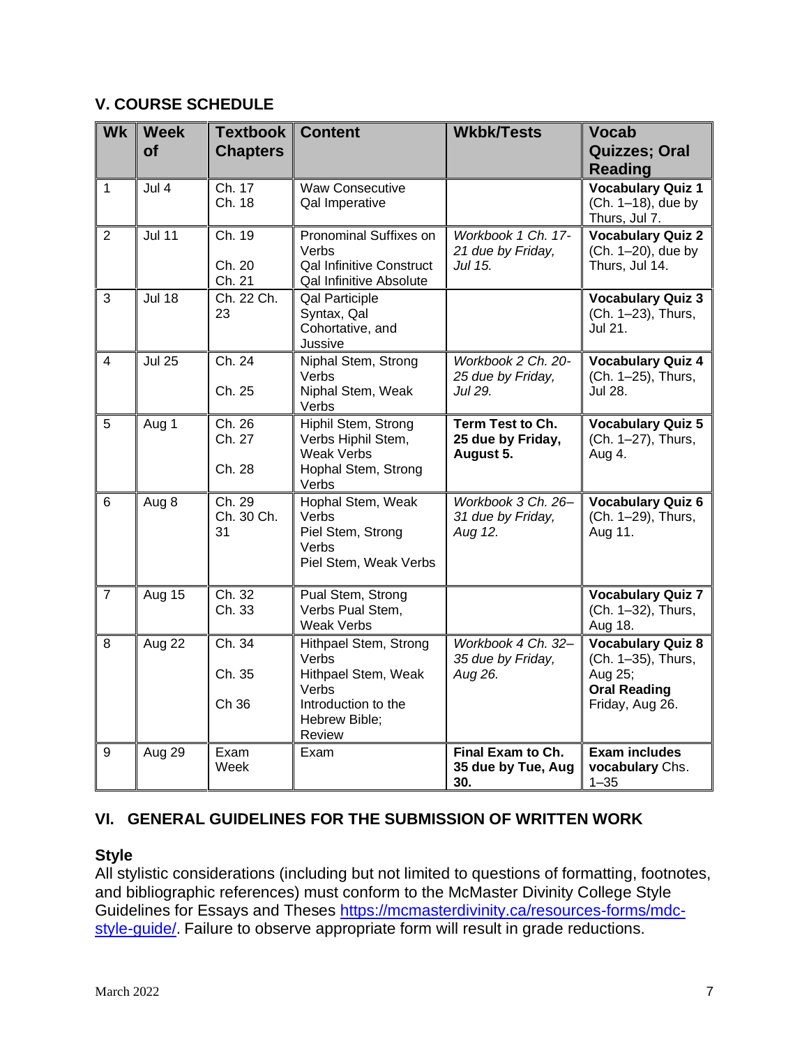## V. COURSE SCHEDULE

| Wk | Week of | Textbook Chapters | Content | Wkbk/Tests | Vocab Quizzes; Oral Reading |
|---|---|---|---|---|---|
| 1 | Jul 4 | Ch. 17<br>Ch. 18 | Waw Consecutive<br>Qal Imperative | | **Vocabulary Quiz 1** (Ch. 1–18), due by Thurs, Jul 7. |
| 2 | Jul 11 | Ch. 19<br><br>Ch. 20<br>Ch. 21 | Pronominal Suffixes on Verbs<br>Qal Infinitive Construct<br>Qal Infinitive Absolute | *Workbook 1 Ch. 17-21 due by Friday, Jul 15.* | **Vocabulary Quiz 2** (Ch. 1–20), due by Thurs, Jul 14. |
| 3 | Jul 18 | Ch. 22 Ch. 23 | Qal Participle Syntax, Qal Cohortative, and Jussive | | **Vocabulary Quiz 3** (Ch. 1–23), Thurs, Jul 21. |
| 4 | Jul 25 | Ch. 24<br><br>Ch. 25 | Niphal Stem, Strong Verbs<br>Niphal Stem, Weak Verbs | *Workbook 2 Ch. 20-25 due by Friday, Jul 29.* | **Vocabulary Quiz 4** (Ch. 1–25), Thurs, Jul 28. |
| 5 | Aug 1 | Ch. 26<br>Ch. 27<br><br>Ch. 28 | Hiphil Stem, Strong Verbs Hiphil Stem, Weak Verbs<br>Hophal Stem, Strong Verbs | **Term Test to Ch. 25 due by Friday, August 5.** | **Vocabulary Quiz 5** (Ch. 1–27), Thurs, Aug 4. |
| 6 | Aug 8 | Ch. 29<br>Ch. 30 Ch. 31 | Hophal Stem, Weak Verbs<br>Piel Stem, Strong Verbs<br>Piel Stem, Weak Verbs | *Workbook 3 Ch. 26–31 due by Friday, Aug 12.* | **Vocabulary Quiz 6** (Ch. 1–29), Thurs, Aug 11. |
| 7 | Aug 15 | Ch. 32<br>Ch. 33 | Pual Stem, Strong Verbs Pual Stem, Weak Verbs | | **Vocabulary Quiz 7** (Ch. 1–32), Thurs, Aug 18. |
| 8 | Aug 22 | Ch. 34<br><br>Ch. 35<br><br>Ch 36 | Hithpael Stem, Strong Verbs<br>Hithpael Stem, Weak Verbs<br>Introduction to the Hebrew Bible; Review | *Workbook 4 Ch. 32–35 due by Friday, Aug 26.* | **Vocabulary Quiz 8** (Ch. 1–35), Thurs, Aug 25;<br>**Oral Reading** Friday, Aug 26. |
| 9 | Aug 29 | Exam Week | Exam | **Final Exam to Ch. 35 due by Tue, Aug 30.** | **Exam includes vocabulary** Chs. 1–35 |

## VI. GENERAL GUIDELINES FOR THE SUBMISSION OF WRITTEN WORK

### Style

All stylistic considerations (including but not limited to questions of formatting, footnotes, and bibliographic references) must conform to the McMaster Divinity College Style Guidelines for Essays and Theses https://mcmasterdivinity.ca/resources-forms/mdc-style-guide/. Failure to observe appropriate form will result in grade reductions.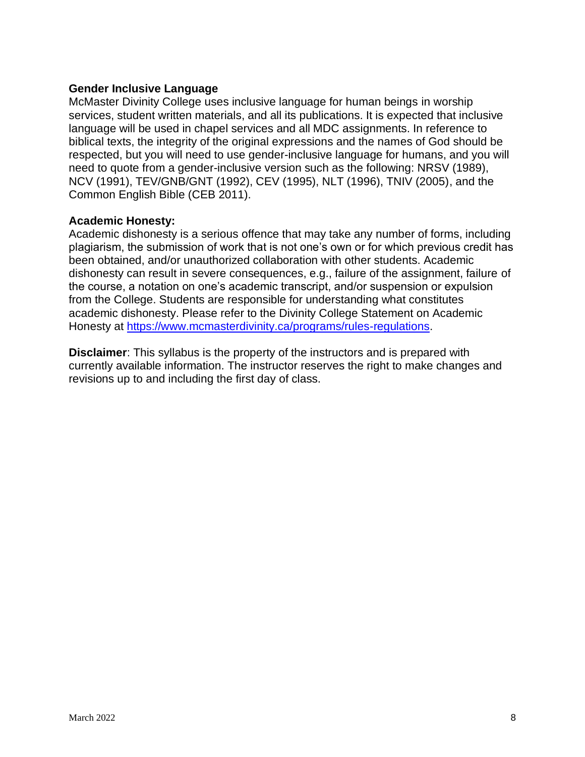**Gender Inclusive Language**

McMaster Divinity College uses inclusive language for human beings in worship services, student written materials, and all its publications. It is expected that inclusive language will be used in chapel services and all MDC assignments. In reference to biblical texts, the integrity of the original expressions and the names of God should be respected, but you will need to use gender-inclusive language for humans, and you will need to quote from a gender-inclusive version such as the following: NRSV (1989), NCV (1991), TEV/GNB/GNT (1992), CEV (1995), NLT (1996), TNIV (2005), and the Common English Bible (CEB 2011).

**Academic Honesty:**

Academic dishonesty is a serious offence that may take any number of forms, including plagiarism, the submission of work that is not one's own or for which previous credit has been obtained, and/or unauthorized collaboration with other students. Academic dishonesty can result in severe consequences, e.g., failure of the assignment, failure of the course, a notation on one's academic transcript, and/or suspension or expulsion from the College. Students are responsible for understanding what constitutes academic dishonesty. Please refer to the Divinity College Statement on Academic Honesty at https://www.mcmasterdivinity.ca/programs/rules-regulations.

**Disclaimer**: This syllabus is the property of the instructors and is prepared with currently available information. The instructor reserves the right to make changes and revisions up to and including the first day of class.